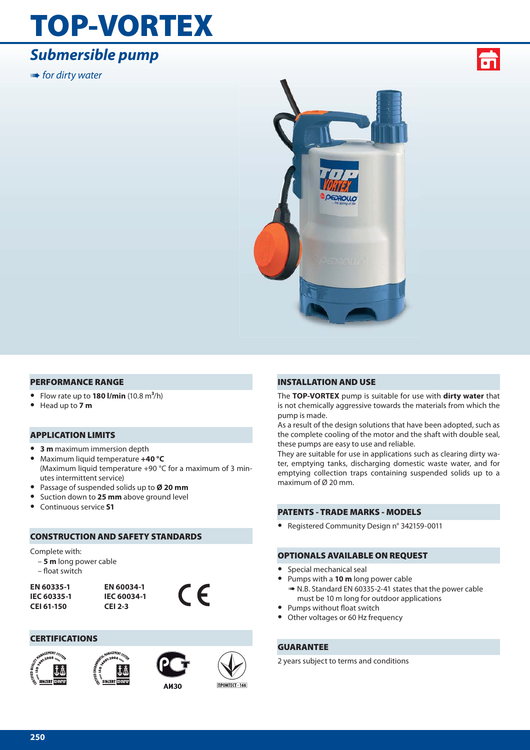# TOP-VORTEX

## *Submersible pump*

*➠ for dirty water*

### PERFORMANCE RANGE

- Flow rate up to **180 l/min** (10.8 $m^3$/h)
- Head up to **7 m**

### APPLICATION LIMITS

- **3 m** maximum immersion depth
- Maximum liquid temperature **+40 °C** (Maximum liquid temperature +90 °C for a maximum of 3 minutes intermittent service)
- Passage of suspended solids up to **Ø 20 mm**
- Suction down to **25 mm** above ground level
- Continuous service **S1**

### CONSTRUCTION AND SAFETY STANDARDS

Complete with:
- **5 m** long power cable
- float switch

| | |
|---|---|
| **EN 60335-1** | **EN 60034-1** |
| **IEC 60335-1** | **IEC 60034-1** |
| **CEI 61-150** | **CEI 2-3** |

CE

### CERTIFICATIONS

АИ30

ПРОМТЕСТ - 168

### INSTALLATION AND USE

The **TOP-VORTEX** pump is suitable for use with **dirty water** that is not chemically aggressive towards the materials from which the pump is made.

As a result of the design solutions that have been adopted, such as the complete cooling of the motor and the shaft with double seal, these pumps are easy to use and reliable.

They are suitable for use in applications such as clearing dirty water, emptying tanks, discharging domestic waste water, and for emptying collection traps containing suspended solids up to a maximum of Ø 20 mm.

### PATENTS - TRADE MARKS - MODELS

- Registered Community Design n° 342159-0011

### OPTIONALS AVAILABLE ON REQUEST

- Special mechanical seal
- Pumps with a **10 m** long power cable
  ➠ N.B. Standard EN 60335-2-41 states that the power cable must be 10 m long for outdoor applications
- Pumps without float switch
- Other voltages or 60 Hz frequency

### GUARANTEE

2 years subject to terms and conditions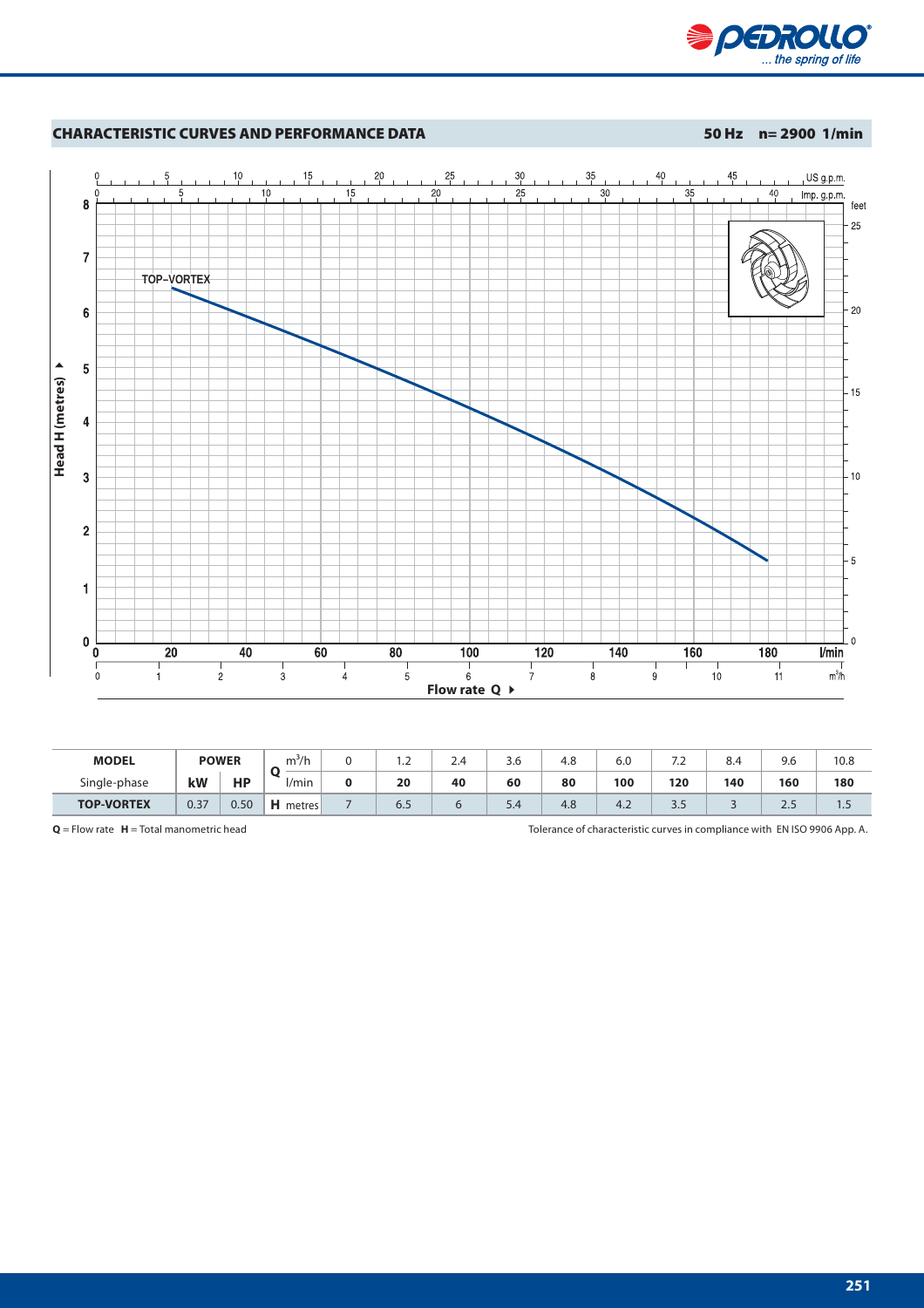## CHARACTERISTIC CURVES AND PERFORMANCE DATA

**50 Hz n= 2900 1/min**

| MODEL | POWER | | Q | $m^3/h$ | 0 | 1.2 | 2.4 | 3.6 | 4.8 | 6.0 | 7.2 | 8.4 | 9.6 | 10.8 |
|---|---|---|---|---|---|---|---|---|---|---|---|---|---|---|
| Single-phase | **kW** | **HP** | | l/min | **0** | **20** | **40** | **60** | **80** | **100** | **120** | **140** | **160** | **180** |
| **TOP-VORTEX** | 0.37 | 0.50 | **H** | metres | 7 | 6.5 | 6 | 5.4 | 4.8 | 4.2 | 3.5 | 3 | 2.5 | 1.5 |

**Q** = Flow rate **H** = Total manometric head

Tolerance of characteristic curves in compliance with EN ISO 9906 App. A.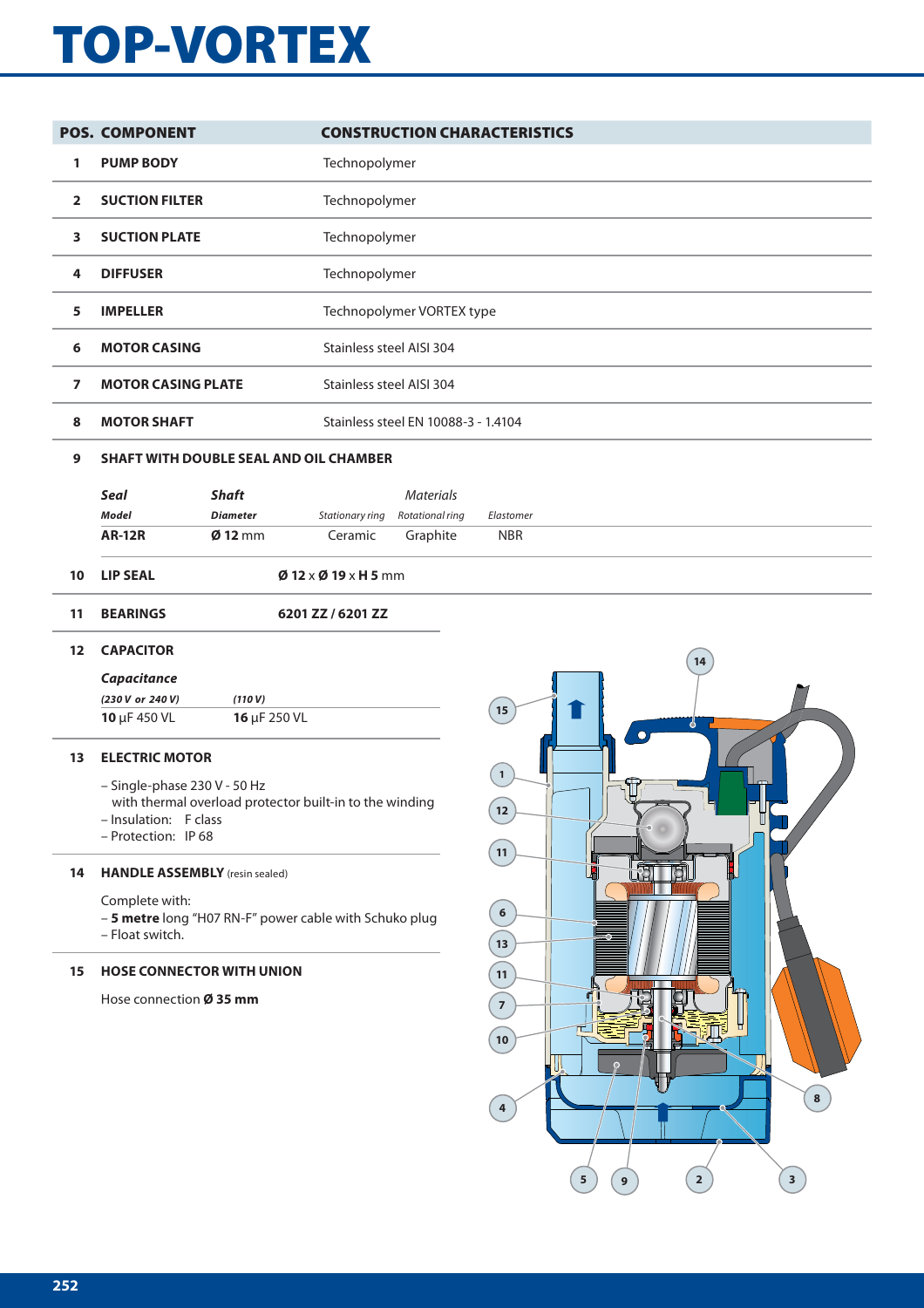# TOP-VORTEX

| POS. | COMPONENT | CONSTRUCTION CHARACTERISTICS |
|---|---|---|
| 1 | PUMP BODY | Technopolymer |
| 2 | SUCTION FILTER | Technopolymer |
| 3 | SUCTION PLATE | Technopolymer |
| 4 | DIFFUSER | Technopolymer |
| 5 | IMPELLER | Technopolymer VORTEX type |
| 6 | MOTOR CASING | Stainless steel AISI 304 |
| 7 | MOTOR CASING PLATE | Stainless steel AISI 304 |
| 8 | MOTOR SHAFT | Stainless steel EN 10088-3 - 1.4104 |

**9 SHAFT WITH DOUBLE SEAL AND OIL CHAMBER**

| *Seal* | *Shaft* | *Materials* | | |
|---|---|---|---|---|
| *Model* | *Diameter* | *Stationary ring* | *Rotational ring* | *Elastomer* |
| **AR-12R** | **Ø 12** mm | Ceramic | Graphite | NBR |

**10 LIP SEAL** — **Ø 12** x **Ø 19** x **H 5** mm

**11 BEARINGS** — **6201 ZZ / 6201 ZZ**

**12 CAPACITOR**

| *Capacitance* | |
|---|---|
| *(230 V or 240 V)* | *(110 V)* |
| **10** µF 450 VL | **16** µF 250 VL |

**13 ELECTRIC MOTOR**

- Single-phase 230 V - 50 Hz with thermal overload protector built-in to the winding
- Insulation: F class
- Protection: IP 68

**14 HANDLE ASSEMBLY** (resin sealed)

Complete with:
- **5 metre** long "H07 RN-F" power cable with Schuko plug
- Float switch.

**15 HOSE CONNECTOR WITH UNION**

Hose connection **Ø 35 mm**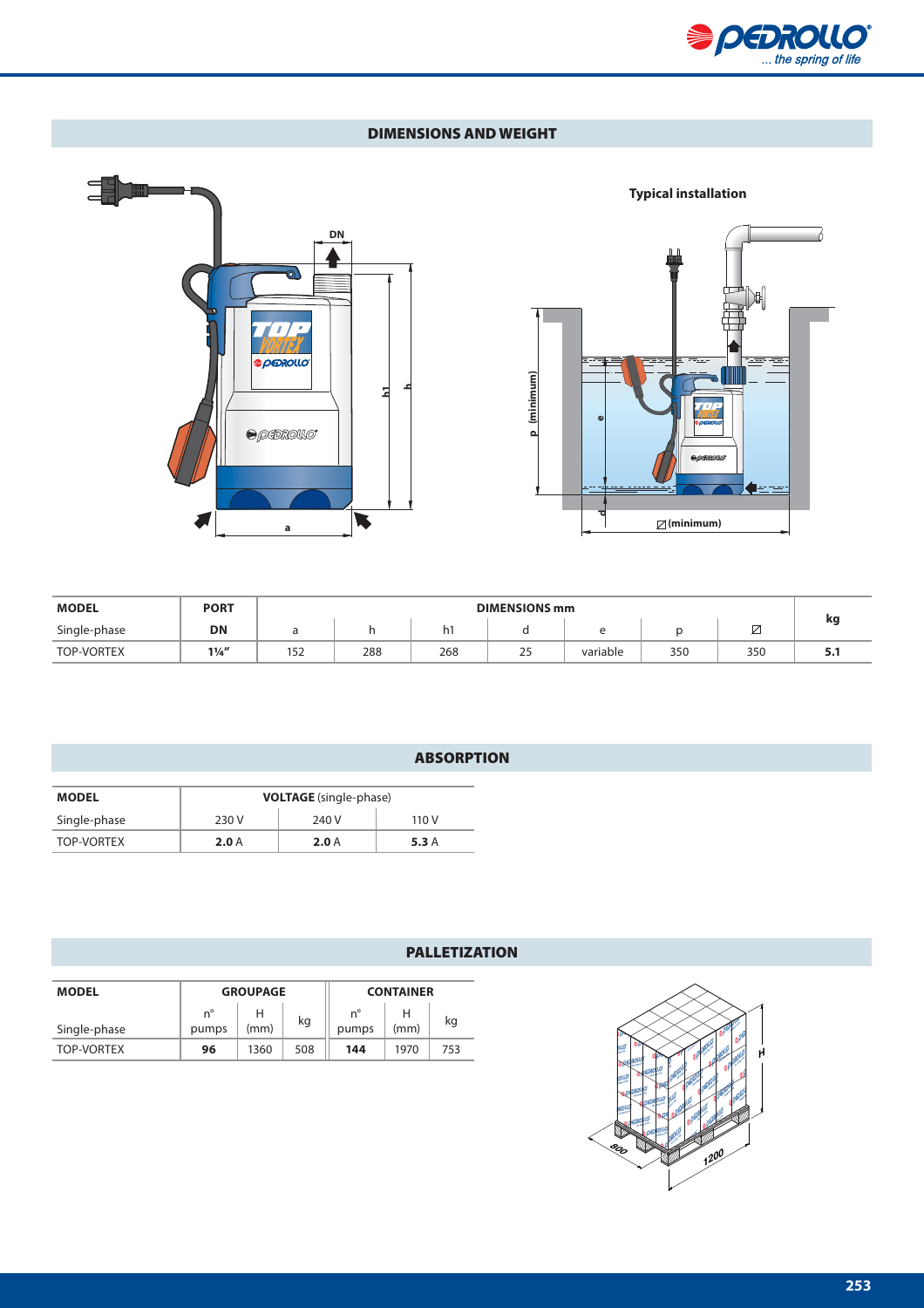## DIMENSIONS AND WEIGHT

Typical installation

| MODEL | PORT | DIMENSIONS mm | | | | | | | kg |
|---|---|---|---|---|---|---|---|---|---|
| Single-phase | DN | a | h | h1 | d | e | p | ⊠ | |
| TOP-VORTEX | 1¼" | 152 | 288 | 268 | 25 | variable | 350 | 350 | 5.1 |

## ABSORPTION

| MODEL | VOLTAGE (single-phase) | | |
|---|---|---|---|
| Single-phase | 230 V | 240 V | 110 V |
| TOP-VORTEX | **2.0** A | **2.0** A | **5.3** A |

## PALLETIZATION

| MODEL | GROUPAGE | | | CONTAINER | | |
|---|---|---|---|---|---|---|
| Single-phase | n° pumps | H (mm) | kg | n° pumps | H (mm) | kg |
| TOP-VORTEX | **96** | 1360 | 508 | **144** | 1970 | 753 |